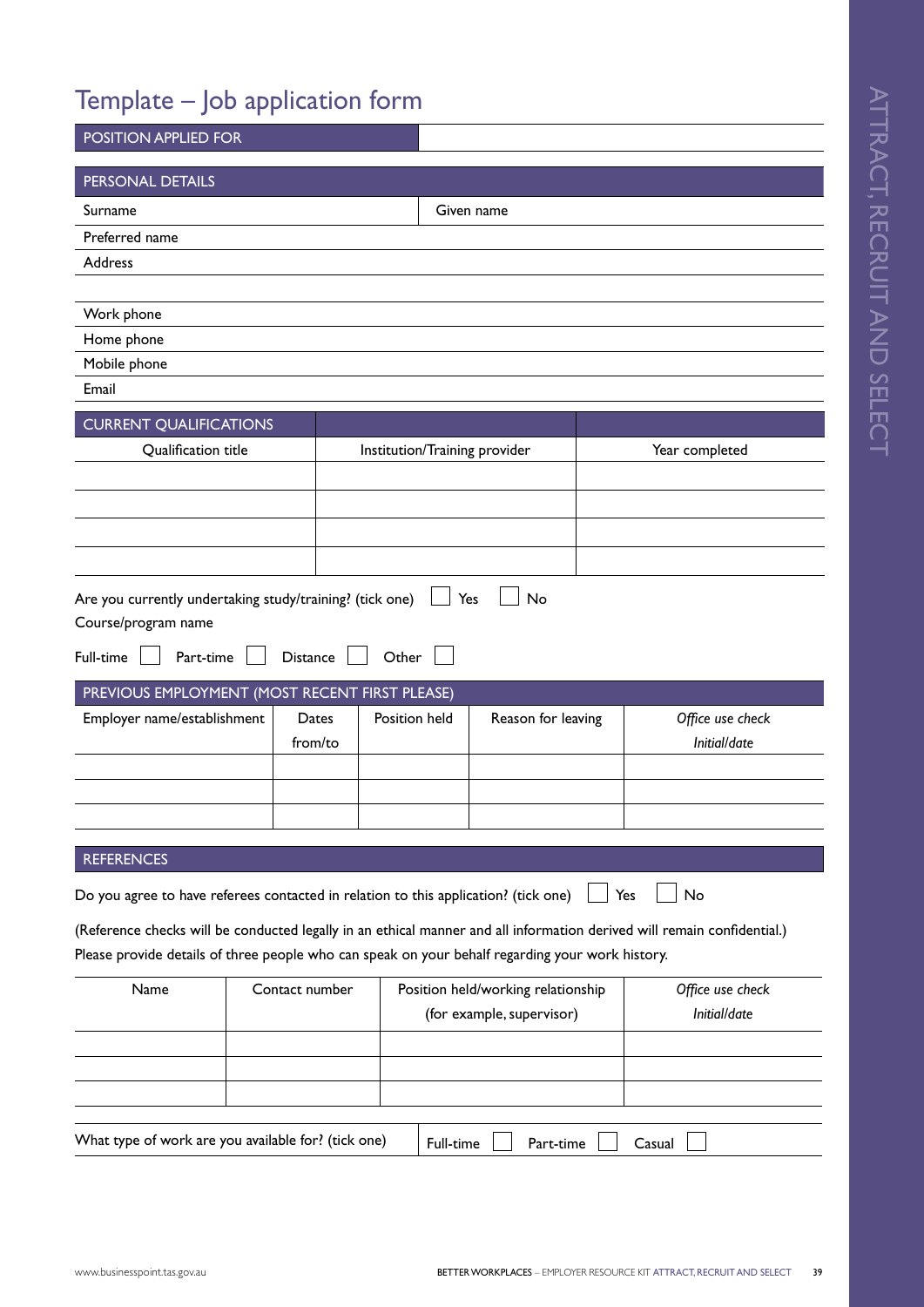# Template – Job application form

| POSITION APPLIED FOR | |
|---|---|

| PERSONAL DETAILS | |
|---|---|
| Surname | Given name |
| Preferred name | |
| Address | |
| | |
| Work phone | |
| Home phone | |
| Mobile phone | |
| Email | |

| CURRENT QUALIFICATIONS | | |
|---|---|---|
| Qualification title | Institution/Training provider | Year completed |
| | | |
| | | |
| | | |
| | | |

Are you currently undertaking study/training? (tick one) ☐ Yes ☐ No

Course/program name

Full-time ☐ Part-time ☐ Distance ☐ Other ☐

| PREVIOUS EMPLOYMENT (MOST RECENT FIRST PLEASE) | | | | |
|---|---|---|---|---|
| Employer name/establishment | Dates from/to | Position held | Reason for leaving | *Office use check Initial/date* |
| | | | | |
| | | | | |
| | | | | |

## REFERENCES

Do you agree to have referees contacted in relation to this application? (tick one) ☐ Yes ☐ No

(Reference checks will be conducted legally in an ethical manner and all information derived will remain confidential.)
Please provide details of three people who can speak on your behalf regarding your work history.

| Name | Contact number | Position held/working relationship (for example, supervisor) | *Office use check Initial/date* |
|---|---|---|---|
| | | | |
| | | | |
| | | | |

| What type of work are you available for? (tick one) | Full-time ☐ Part-time ☐ Casual ☐ |
|---|---|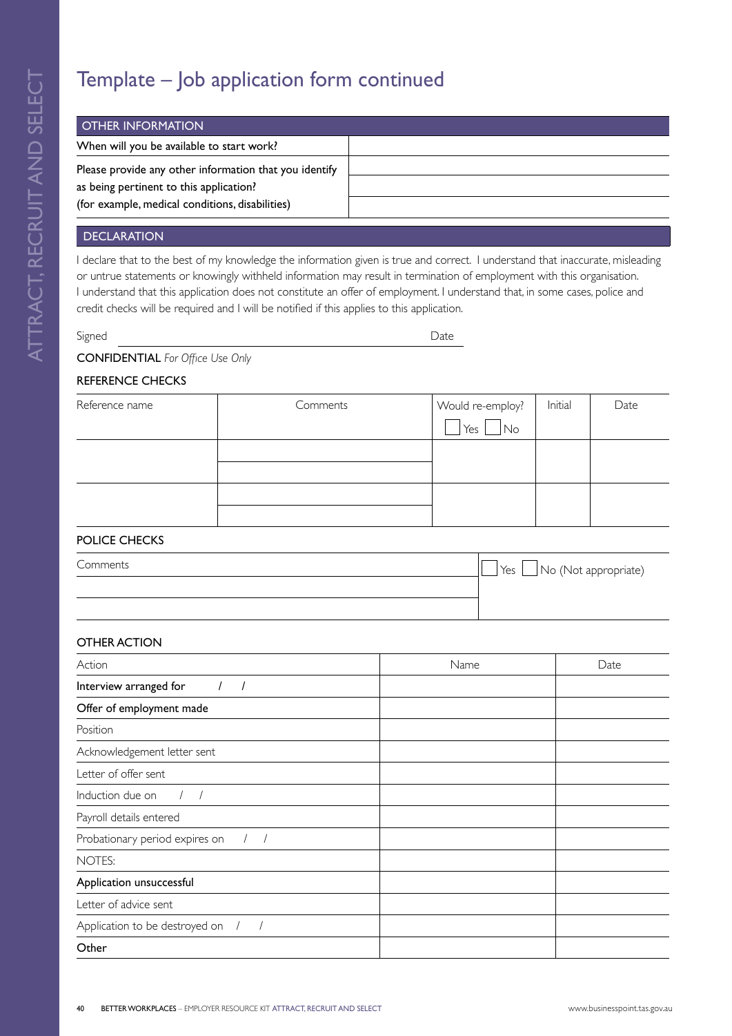# Template – Job application form continued

## OTHER INFORMATION

| | |
|---|---|
| When will you be available to start work? | |
| Please provide any other information that you identify as being pertinent to this application? (for example, medical conditions, disabilities) | |

## DECLARATION

I declare that to the best of my knowledge the information given is true and correct. I understand that inaccurate, misleading or untrue statements or knowingly withheld information may result in termination of employment with this organisation. I understand that this application does not constitute an offer of employment. I understand that, in some cases, police and credit checks will be required and I will be notified if this applies to this application.

Signed ______________________________ Date __________

**CONFIDENTIAL** *For Office Use Only*

### REFERENCE CHECKS

| Reference name | Comments | Would re-employ? ☐ Yes ☐ No | Initial | Date |
|---|---|---|---|---|
| | | | | |
| | | | | |
| | | | | |
| | | | | |

### POLICE CHECKS

| Comments | ☐ Yes ☐ No (Not appropriate) |
|---|---|
| | |
| | |

### OTHER ACTION

| Action | Name | Date |
|---|---|---|
| **Interview arranged for / /** | | |
| **Offer of employment made** | | |
| Position | | |
| Acknowledgement letter sent | | |
| Letter of offer sent | | |
| Induction due on / / | | |
| Payroll details entered | | |
| Probationary period expires on / / | | |
| NOTES: | | |
| **Application unsuccessful** | | |
| Letter of advice sent | | |
| Application to be destroyed on / / | | |
| **Other** | | |